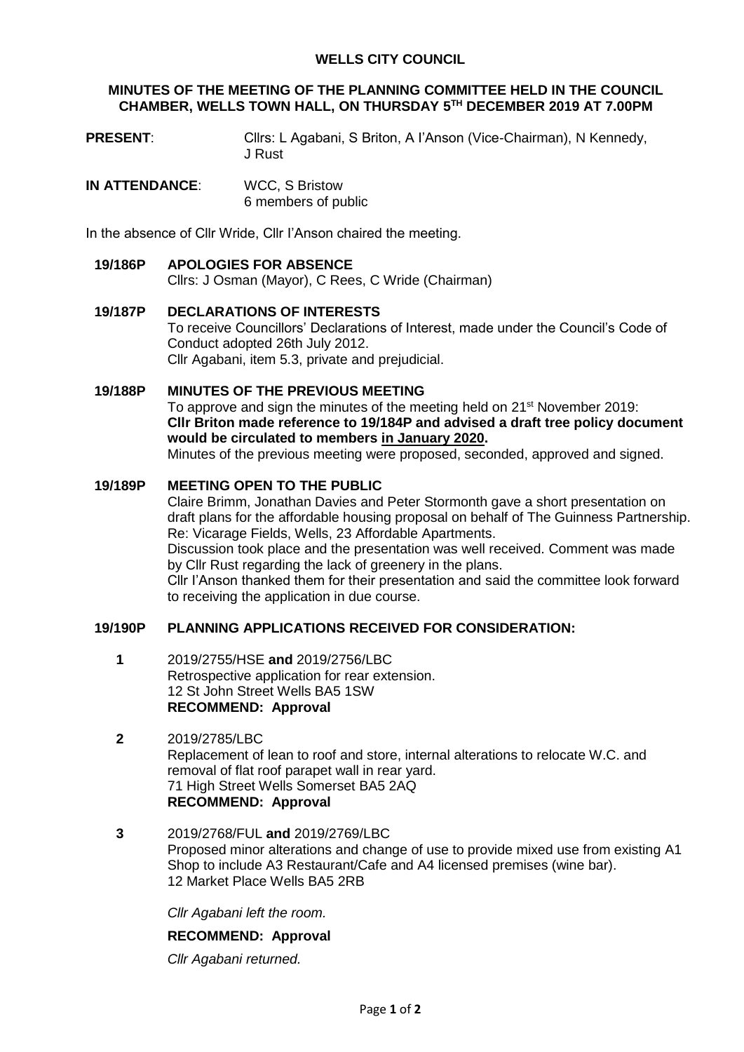# WELLS CITY COUNCIL

## MINUTES OF THE MEETING OF THE PLANNING COMMITTEE HELD IN THE COUNCIL CHAMBER, WELLS TOWN HALL, ON THURSDAY 5TH DECEMBER 2019 AT 7.00PM

**PRESENT**: Cllrs: L Agabani, S Briton, A I'Anson (Vice-Chairman), N Kennedy, J Rust

**IN ATTENDANCE**: WCC, S Bristow
6 members of public

In the absence of Cllr Wride, Cllr I'Anson chaired the meeting.

**19/186P APOLOGIES FOR ABSENCE**

Cllrs: J Osman (Mayor), C Rees, C Wride (Chairman)

**19/187P DECLARATIONS OF INTERESTS**

To receive Councillors' Declarations of Interest, made under the Council's Code of Conduct adopted 26th July 2012.
Cllr Agabani, item 5.3, private and prejudicial.

**19/188P MINUTES OF THE PREVIOUS MEETING**

To approve and sign the minutes of the meeting held on 21st November 2019:
**Cllr Briton made reference to 19/184P and advised a draft tree policy document would be circulated to members in January 2020.**
Minutes of the previous meeting were proposed, seconded, approved and signed.

**19/189P MEETING OPEN TO THE PUBLIC**

Claire Brimm, Jonathan Davies and Peter Stormonth gave a short presentation on draft plans for the affordable housing proposal on behalf of The Guinness Partnership. Re: Vicarage Fields, Wells, 23 Affordable Apartments.
Discussion took place and the presentation was well received. Comment was made by Cllr Rust regarding the lack of greenery in the plans.
Cllr I'Anson thanked them for their presentation and said the committee look forward to receiving the application in due course.

**19/190P PLANNING APPLICATIONS RECEIVED FOR CONSIDERATION:**

**1** 2019/2755/HSE **and** 2019/2756/LBC
Retrospective application for rear extension.
12 St John Street Wells BA5 1SW
**RECOMMEND: Approval**

**2** 2019/2785/LBC
Replacement of lean to roof and store, internal alterations to relocate W.C. and removal of flat roof parapet wall in rear yard.
71 High Street Wells Somerset BA5 2AQ
**RECOMMEND: Approval**

**3** 2019/2768/FUL **and** 2019/2769/LBC
Proposed minor alterations and change of use to provide mixed use from existing A1 Shop to include A3 Restaurant/Cafe and A4 licensed premises (wine bar).
12 Market Place Wells BA5 2RB

*Cllr Agabani left the room.*

**RECOMMEND: Approval**

*Cllr Agabani returned.*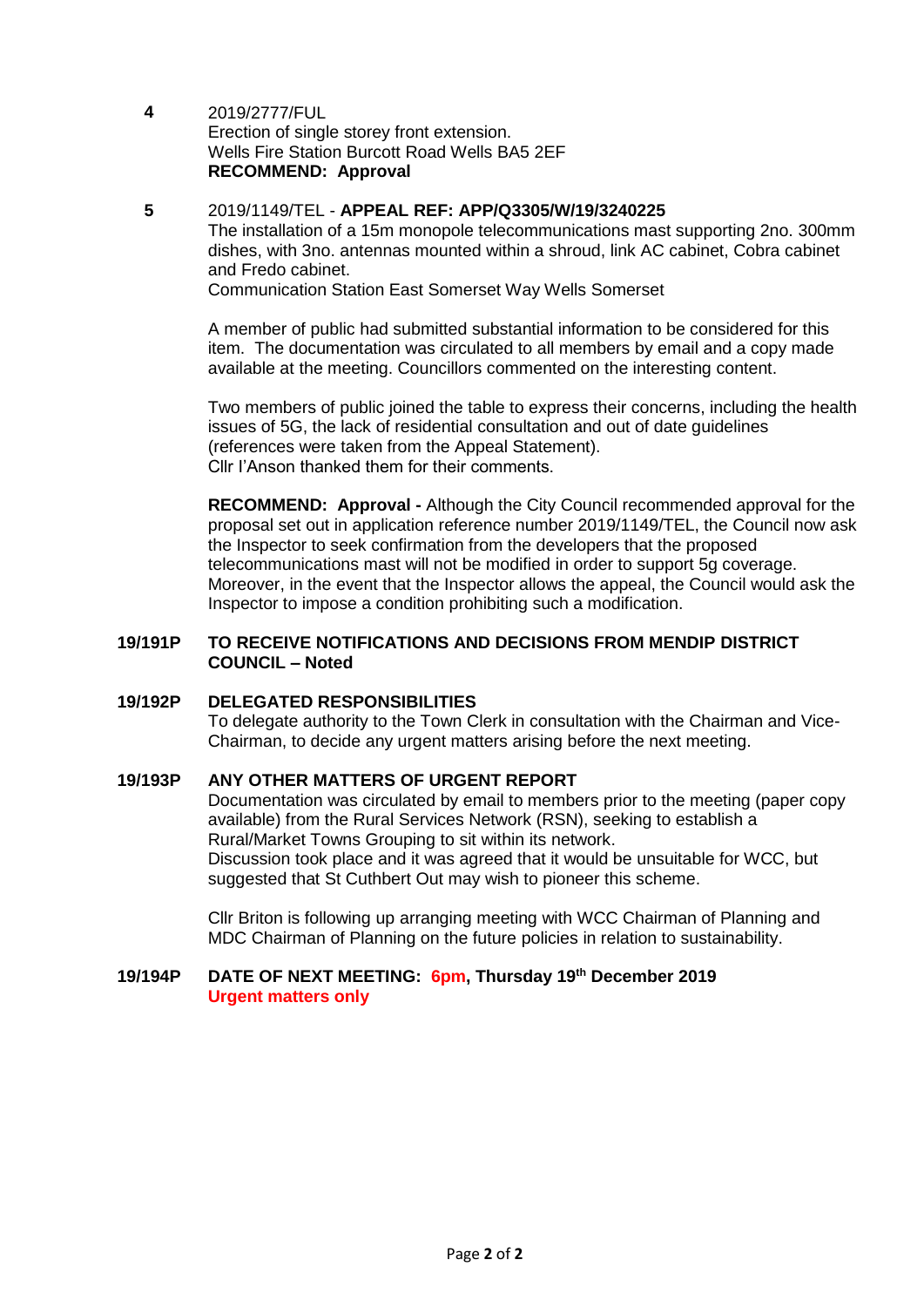**4** 2019/2777/FUL
Erection of single storey front extension.
Wells Fire Station Burcott Road Wells BA5 2EF
**RECOMMEND: Approval**

**5** 2019/1149/TEL - **APPEAL REF: APP/Q3305/W/19/3240225**
The installation of a 15m monopole telecommunications mast supporting 2no. 300mm dishes, with 3no. antennas mounted within a shroud, link AC cabinet, Cobra cabinet and Fredo cabinet.
Communication Station East Somerset Way Wells Somerset

A member of public had submitted substantial information to be considered for this item. The documentation was circulated to all members by email and a copy made available at the meeting. Councillors commented on the interesting content.

Two members of public joined the table to express their concerns, including the health issues of 5G, the lack of residential consultation and out of date guidelines (references were taken from the Appeal Statement).
Cllr I'Anson thanked them for their comments.

**RECOMMEND: Approval -** Although the City Council recommended approval for the proposal set out in application reference number 2019/1149/TEL, the Council now ask the Inspector to seek confirmation from the developers that the proposed telecommunications mast will not be modified in order to support 5g coverage. Moreover, in the event that the Inspector allows the appeal, the Council would ask the Inspector to impose a condition prohibiting such a modification.

## 19/191P TO RECEIVE NOTIFICATIONS AND DECISIONS FROM MENDIP DISTRICT COUNCIL – Noted

## 19/192P DELEGATED RESPONSIBILITIES

To delegate authority to the Town Clerk in consultation with the Chairman and Vice-Chairman, to decide any urgent matters arising before the next meeting.

## 19/193P ANY OTHER MATTERS OF URGENT REPORT

Documentation was circulated by email to members prior to the meeting (paper copy available) from the Rural Services Network (RSN), seeking to establish a Rural/Market Towns Grouping to sit within its network.
Discussion took place and it was agreed that it would be unsuitable for WCC, but suggested that St Cuthbert Out may wish to pioneer this scheme.

Cllr Briton is following up arranging meeting with WCC Chairman of Planning and MDC Chairman of Planning on the future policies in relation to sustainability.

## 19/194P DATE OF NEXT MEETING: 6pm, Thursday 19th December 2019

**Urgent matters only**